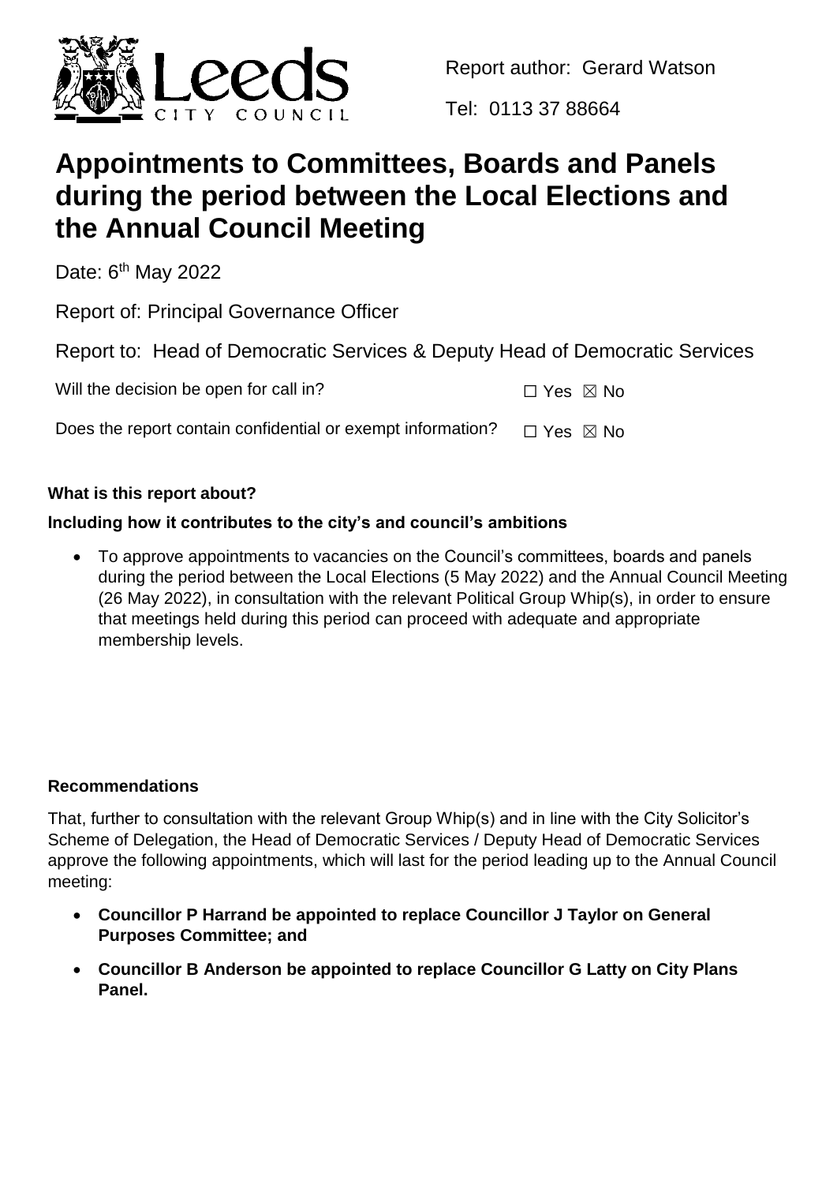Report author: Gerard Watson

Tel: 0113 37 88664

# Appointments to Committees, Boards and Panels during the period between the Local Elections and the Annual Council Meeting

Date: 6th May 2022

Report of: Principal Governance Officer

Report to: Head of Democratic Services & Deputy Head of Democratic Services

Will the decision be open for call in? ☐ Yes ☒ No

Does the report contain confidential or exempt information? ☐ Yes ☒ No

**What is this report about?**

**Including how it contributes to the city's and council's ambitions**

- To approve appointments to vacancies on the Council's committees, boards and panels during the period between the Local Elections (5 May 2022) and the Annual Council Meeting (26 May 2022), in consultation with the relevant Political Group Whip(s), in order to ensure that meetings held during this period can proceed with adequate and appropriate membership levels.

**Recommendations**

That, further to consultation with the relevant Group Whip(s) and in line with the City Solicitor's Scheme of Delegation, the Head of Democratic Services / Deputy Head of Democratic Services approve the following appointments, which will last for the period leading up to the Annual Council meeting:

- **Councillor P Harrand be appointed to replace Councillor J Taylor on General Purposes Committee; and**
- **Councillor B Anderson be appointed to replace Councillor G Latty on City Plans Panel.**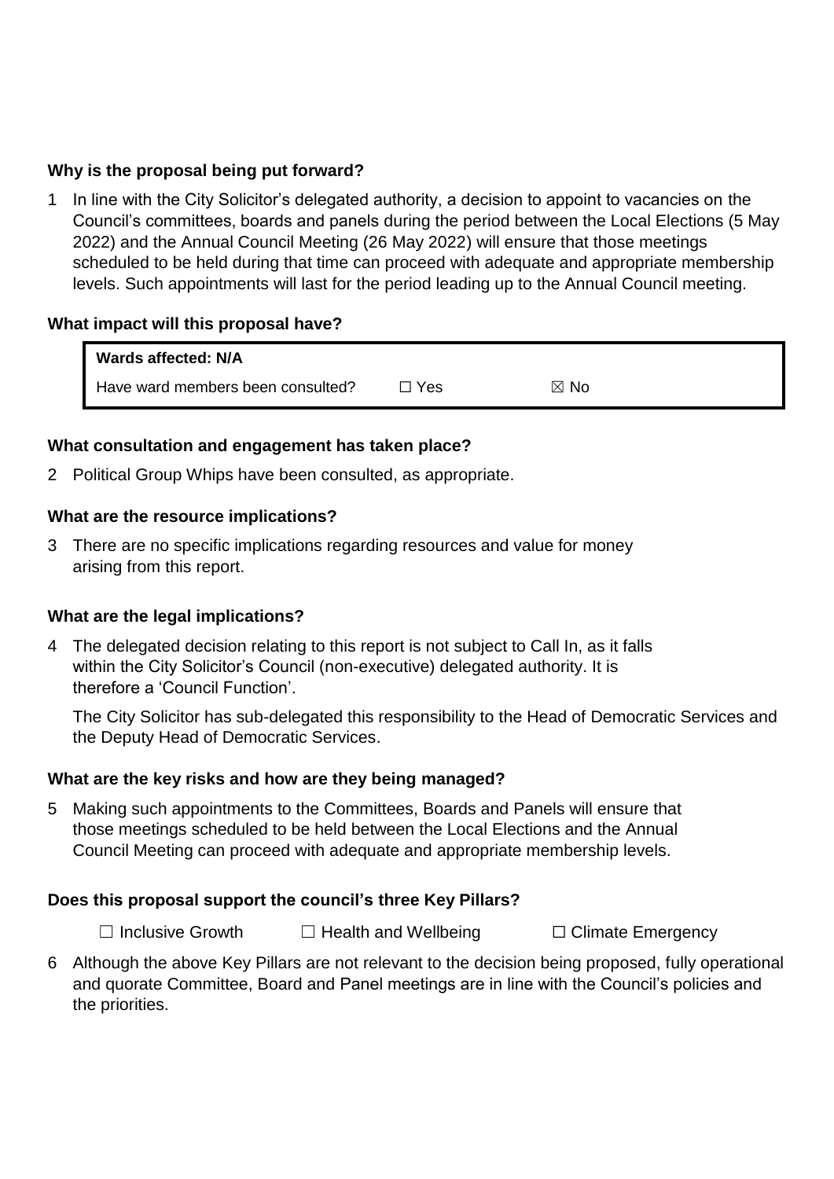### Why is the proposal being put forward?

1 In line with the City Solicitor's delegated authority, a decision to appoint to vacancies on the Council's committees, boards and panels during the period between the Local Elections (5 May 2022) and the Annual Council Meeting (26 May 2022) will ensure that those meetings scheduled to be held during that time can proceed with adequate and appropriate membership levels. Such appointments will last for the period leading up to the Annual Council meeting.

### What impact will this proposal have?

| **Wards affected: N/A** | | |
|---|---|---|
| Have ward members been consulted? | ☐ Yes | ☒ No |

### What consultation and engagement has taken place?

2 Political Group Whips have been consulted, as appropriate.

### What are the resource implications?

3 There are no specific implications regarding resources and value for money arising from this report.

### What are the legal implications?

4 The delegated decision relating to this report is not subject to Call In, as it falls within the City Solicitor's Council (non-executive) delegated authority. It is therefore a 'Council Function'.

The City Solicitor has sub-delegated this responsibility to the Head of Democratic Services and the Deputy Head of Democratic Services.

### What are the key risks and how are they being managed?

5 Making such appointments to the Committees, Boards and Panels will ensure that those meetings scheduled to be held between the Local Elections and the Annual Council Meeting can proceed with adequate and appropriate membership levels.

### Does this proposal support the council's three Key Pillars?

☐ Inclusive Growth ☐ Health and Wellbeing ☐ Climate Emergency

6 Although the above Key Pillars are not relevant to the decision being proposed, fully operational and quorate Committee, Board and Panel meetings are in line with the Council's policies and the priorities.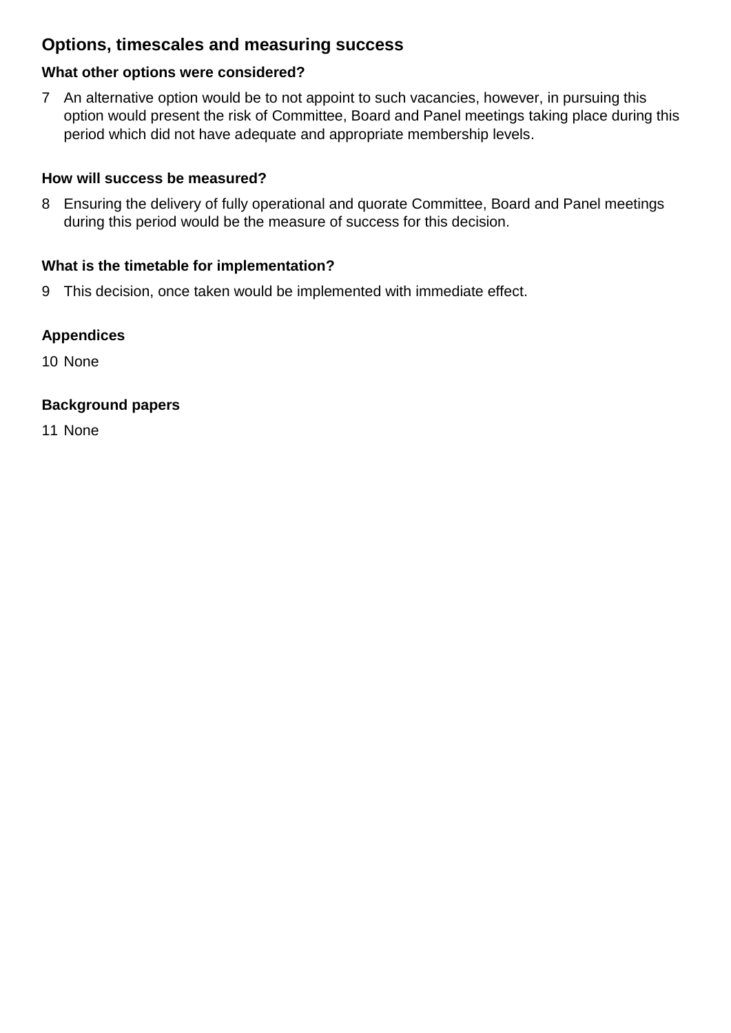## Options, timescales and measuring success

### What other options were considered?

7 An alternative option would be to not appoint to such vacancies, however, in pursuing this option would present the risk of Committee, Board and Panel meetings taking place during this period which did not have adequate and appropriate membership levels.

### How will success be measured?

8 Ensuring the delivery of fully operational and quorate Committee, Board and Panel meetings during this period would be the measure of success for this decision.

### What is the timetable for implementation?

9 This decision, once taken would be implemented with immediate effect.

### Appendices

10 None

### Background papers

11 None